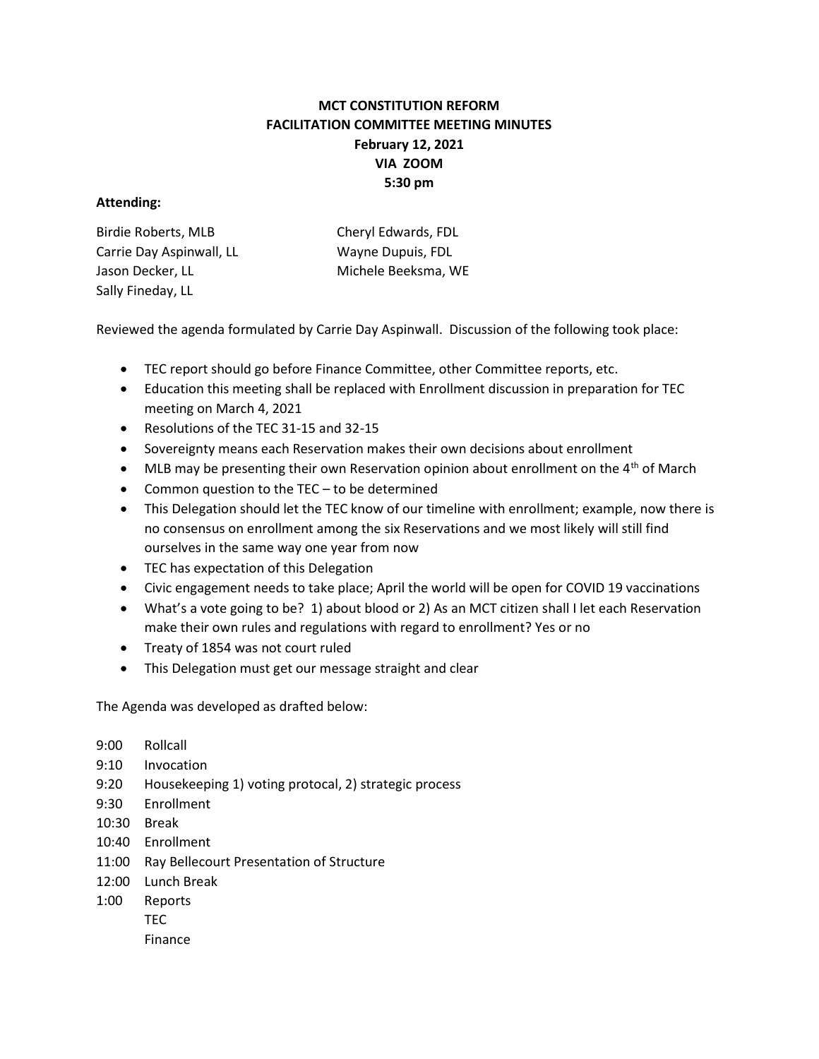# MCT CONSTITUTION REFORM
## FACILITATION COMMITTEE MEETING MINUTES
**February 12, 2021**
**VIA ZOOM**
**5:30 pm**

**Attending:**

Birdie Roberts, MLB
Carrie Day Aspinwall, LL
Jason Decker, LL
Sally Fineday, LL
Cheryl Edwards, FDL
Wayne Dupuis, FDL
Michele Beeksma, WE

Reviewed the agenda formulated by Carrie Day Aspinwall. Discussion of the following took place:

- TEC report should go before Finance Committee, other Committee reports, etc.
- Education this meeting shall be replaced with Enrollment discussion in preparation for TEC meeting on March 4, 2021
- Resolutions of the TEC 31-15 and 32-15
- Sovereignty means each Reservation makes their own decisions about enrollment
- MLB may be presenting their own Reservation opinion about enrollment on the 4th of March
- Common question to the TEC – to be determined
- This Delegation should let the TEC know of our timeline with enrollment; example, now there is no consensus on enrollment among the six Reservations and we most likely will still find ourselves in the same way one year from now
- TEC has expectation of this Delegation
- Civic engagement needs to take place; April the world will be open for COVID 19 vaccinations
- What's a vote going to be? 1) about blood or 2) As an MCT citizen shall I let each Reservation make their own rules and regulations with regard to enrollment? Yes or no
- Treaty of 1854 was not court ruled
- This Delegation must get our message straight and clear

The Agenda was developed as drafted below:

9:00 Rollcall
9:10 Invocation
9:20 Housekeeping 1) voting protocal, 2) strategic process
9:30 Enrollment
10:30 Break
10:40 Enrollment
11:00 Ray Bellecourt Presentation of Structure
12:00 Lunch Break
1:00 Reports
TEC
Finance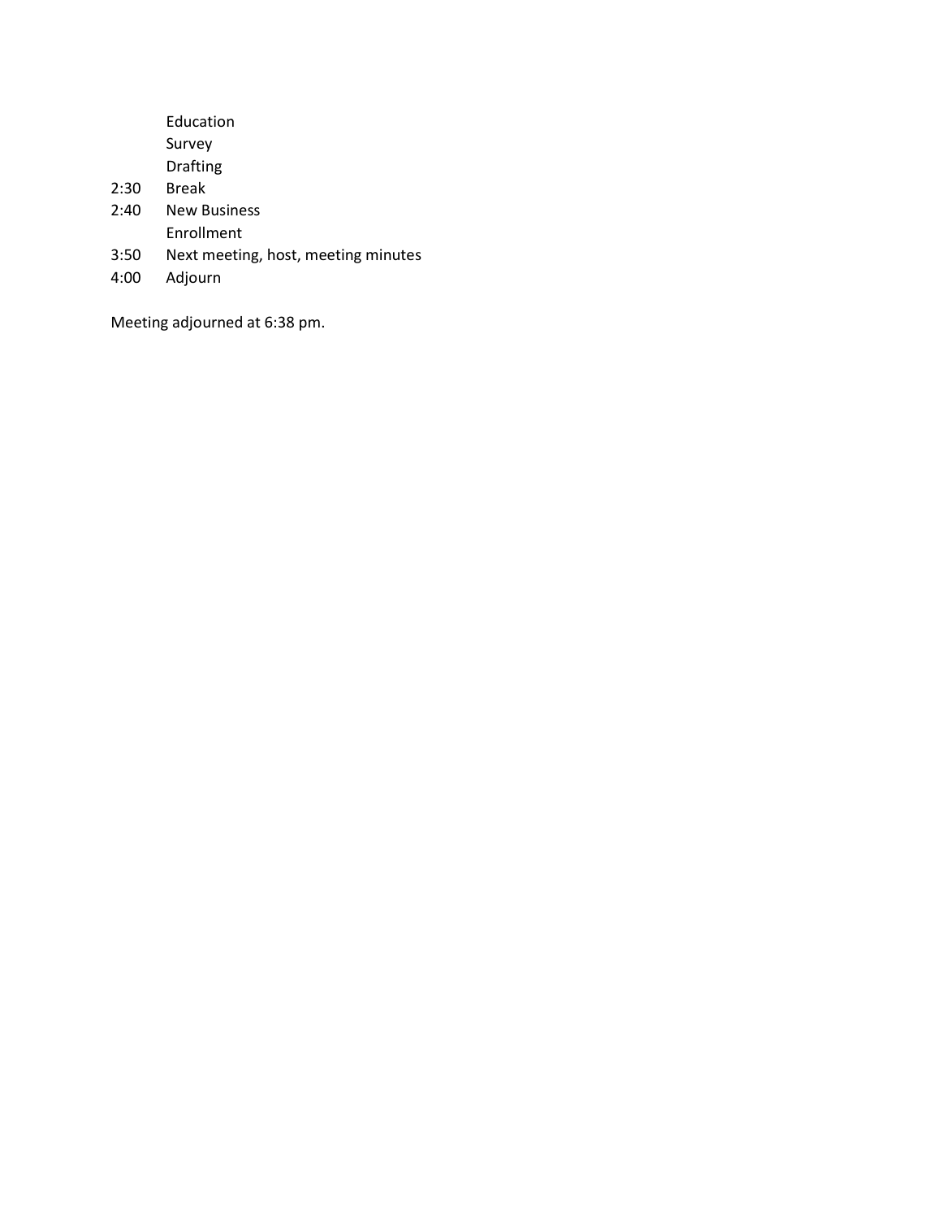| | |
|---|---|
| | Education |
| | Survey |
| | Drafting |
| 2:30 | Break |
| 2:40 | New Business |
| | Enrollment |
| 3:50 | Next meeting, host, meeting minutes |
| 4:00 | Adjourn |

Meeting adjourned at 6:38 pm.